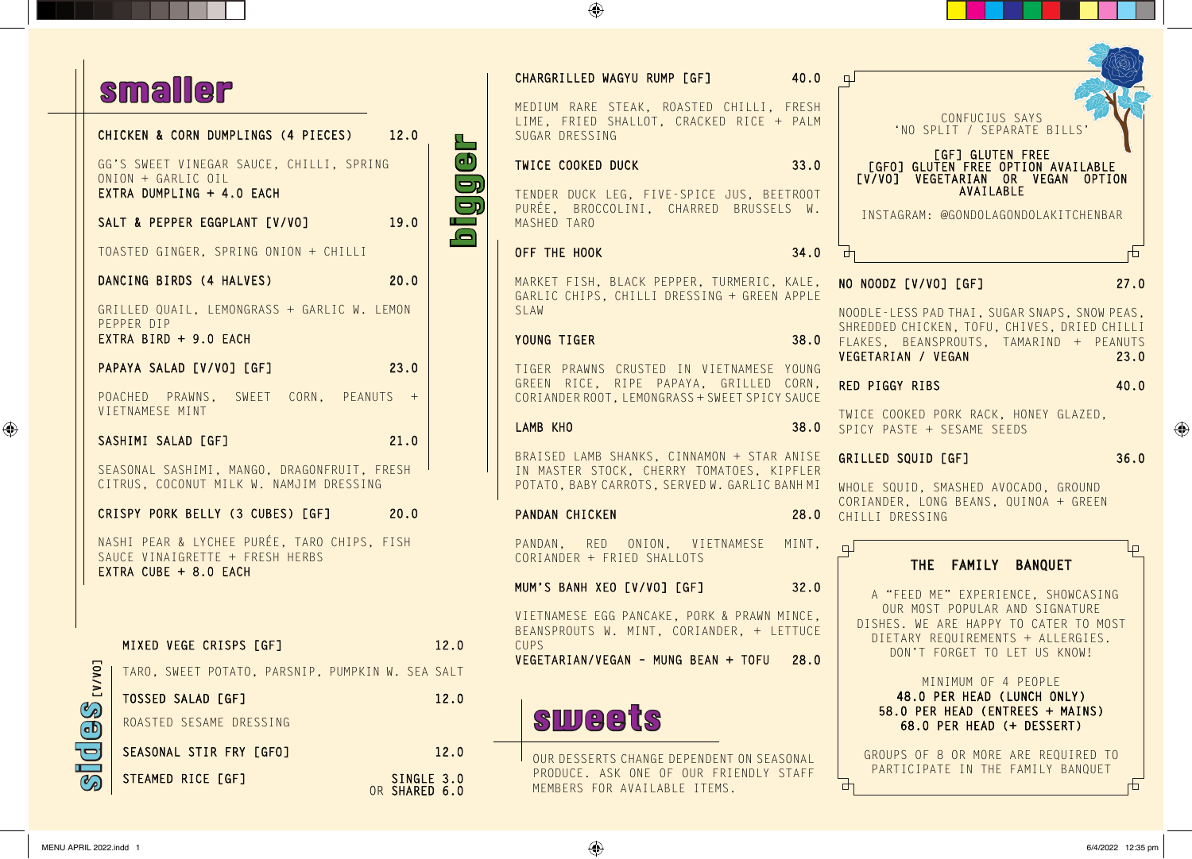## smaller

**CHICKEN & CORN DUMPLINGS (4 PIECES)** 12.0

GG'S SWEET VINEGAR SAUCE, CHILLI, SPRING ONION + GARLIC OIL
EXTRA DUMPLING + 4.0 EACH

**SALT & PEPPER EGGPLANT [V/VO]** 19.0

TOASTED GINGER, SPRING ONION + CHILLI

**DANCING BIRDS (4 HALVES)** 20.0

GRILLED QUAIL, LEMONGRASS + GARLIC W. LEMON PEPPER DIP
EXTRA BIRD + 9.0 EACH

**PAPAYA SALAD [V/VO] [GF]** 23.0

POACHED PRAWNS, SWEET CORN, PEANUTS + VIETNAMESE MINT

**SASHIMI SALAD [GF]** 21.0

SEASONAL SASHIMI, MANGO, DRAGONFRUIT, FRESH CITRUS, COCONUT MILK W. NAMJIM DRESSING

**CRISPY PORK BELLY (3 CUBES) [GF]** 20.0

NASHI PEAR & LYCHEE PURÉE, TARO CHIPS, FISH SAUCE VINAIGRETTE + FRESH HERBS
EXTRA CUBE + 8.0 EACH

## sides [V/VO]

**MIXED VEGE CRISPS [GF]** 12.0

TARO, SWEET POTATO, PARSNIP, PUMPKIN W. SEA SALT

**TOSSED SALAD [GF]** 12.0

ROASTED SESAME DRESSING

**SEASONAL STIR FRY [GFO]** 12.0

**STEAMED RICE [GF]** SINGLE 3.0 OR SHARED 6.0

## bigger

**CHARGRILLED WAGYU RUMP [GF]** 40.0

MEDIUM RARE STEAK, ROASTED CHILLI, FRESH LIME, FRIED SHALLOT, CRACKED RICE + PALM SUGAR DRESSING

**TWICE COOKED DUCK** 33.0

TENDER DUCK LEG, FIVE-SPICE JUS, BEETROOT PURÉE, BROCCOLINI, CHARRED BRUSSELS W. MASHED TARO

**OFF THE HOOK** 34.0

MARKET FISH, BLACK PEPPER, TURMERIC, KALE, GARLIC CHIPS, CHILLI DRESSING + GREEN APPLE SLAW

**YOUNG TIGER** 38.0

TIGER PRAWNS CRUSTED IN VIETNAMESE YOUNG GREEN RICE, RIPE PAPAYA, GRILLED CORN, CORIANDER ROOT, LEMONGRASS + SWEET SPICY SAUCE

**LAMB KHO** 38.0

BRAISED LAMB SHANKS, CINNAMON + STAR ANISE IN MASTER STOCK, CHERRY TOMATOES, KIPFLER POTATO, BABY CARROTS, SERVED W. GARLIC BANH MI

**PANDAN CHICKEN** 28.0

PANDAN, RED ONION, VIETNAMESE MINT, CORIANDER + FRIED SHALLOTS

**MUM'S BANH XEO [V/VO] [GF]** 32.0

VIETNAMESE EGG PANCAKE, PORK & PRAWN MINCE, BEANSPROUTS W. MINT, CORIANDER, + LETTUCE CUPS
VEGETARIAN/VEGAN - MUNG BEAN + TOFU 28.0

**NO NOODZ [V/VO] [GF]** 27.0

NOODLE-LESS PAD THAI, SUGAR SNAPS, SNOW PEAS, SHREDDED CHICKEN, TOFU, CHIVES, DRIED CHILLI FLAKES, BEANSPROUTS, TAMARIND + PEANUTS
VEGETARIAN / VEGAN 23.0

**RED PIGGY RIBS** 40.0

TWICE COOKED PORK RACK, HONEY GLAZED, SPICY PASTE + SESAME SEEDS

**GRILLED SQUID [GF]** 36.0

WHOLE SQUID, SMASHED AVOCADO, GROUND CORIANDER, LONG BEANS, QUINOA + GREEN CHILLI DRESSING

## sweets

OUR DESSERTS CHANGE DEPENDENT ON SEASONAL PRODUCE. ASK ONE OF OUR FRIENDLY STAFF MEMBERS FOR AVAILABLE ITEMS.

---

CONFUCIUS SAYS
'NO SPLIT / SEPARATE BILLS'

[GF] GLUTEN FREE
[GFO] GLUTEN FREE OPTION AVAILABLE
[V/VO] VEGETARIAN OR VEGAN OPTION AVAILABLE

INSTAGRAM: @GONDOLAGONDOLAKITCHENBAR

---

### THE FAMILY BANQUET

A "FEED ME" EXPERIENCE, SHOWCASING OUR MOST POPULAR AND SIGNATURE DISHES. WE ARE HAPPY TO CATER TO MOST DIETARY REQUIREMENTS + ALLERGIES. DON'T FORGET TO LET US KNOW!

MINIMUM OF 4 PEOPLE
**48.0 PER HEAD (LUNCH ONLY)**
**58.0 PER HEAD (ENTREES + MAINS)**
**68.0 PER HEAD (+ DESSERT)**

GROUPS OF 8 OR MORE ARE REQUIRED TO PARTICIPATE IN THE FAMILY BANQUET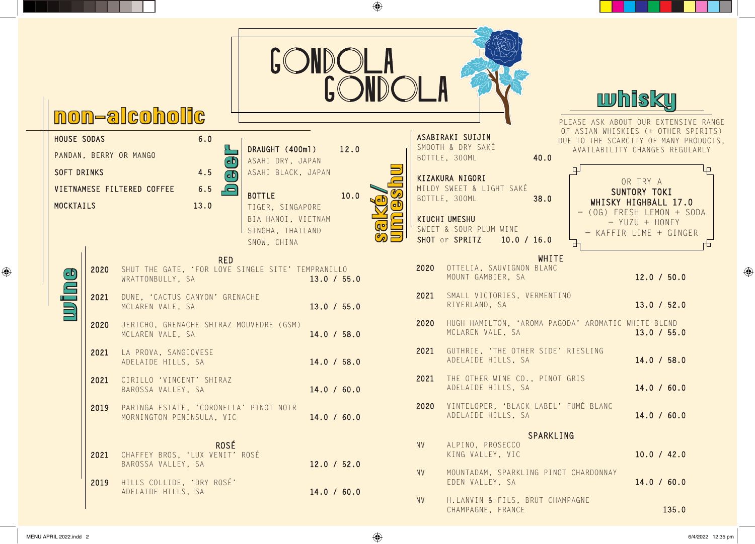# GONDOLA GONDOLA

## non-alcoholic

| | |
|---|---|
| HOUSE SODAS | 6.0 |
| PANDAN, BERRY OR MANGO | |
| SOFT DRINKS | 4.5 |
| VIETNAMESE FILTERED COFFEE | 6.5 |
| MOCKTAILS | 13.0 |

## beer

**DRAUGHT (400ml)** 12.0
ASAHI DRY, JAPAN
ASAHI BLACK, JAPAN

**BOTTLE** 10.0
TIGER, SINGAPORE
BIA HANOI, VIETNAM
SINGHA, THAILAND
SNOW, CHINA

## saké/umeshu

**ASABIRAKI SUIJIN**
SMOOTH & DRY SAKÉ
BOTTLE, 300ML 40.0

**KIZAKURA NIGORI**
MILDY SWEET & LIGHT SAKÉ
BOTTLE, 300ML 38.0

**KIUCHI UMESHU**
SWEET & SOUR PLUM WINE
SHOT or SPRITZ 10.0 / 16.0

## whisky

PLEASE ASK ABOUT OUR EXTENSIVE RANGE OF ASIAN WHISKIES (+ OTHER SPIRITS) DUE TO THE SCARCITY OF MANY PRODUCTS, AVAILABILITY CHANGES REGULARLY

OR TRY A
**SUNTORY TOKI WHISKY HIGHBALL 17.0**
- (OG) FRESH LEMON + SODA
- YUZU + HONEY
- KAFFIR LIME + GINGER

## wine

### RED

| | | |
|---|---|---|
| 2020 | SHUT THE GATE, 'FOR LOVE SINGLE SITE' TEMPRANILLO<br>WRATTONBULLY, SA | 13.0 / 55.0 |
| 2021 | DUNE, 'CACTUS CANYON' GRENACHE<br>MCLAREN VALE, SA | 13.0 / 55.0 |
| 2020 | JERICHO, GRENACHE SHIRAZ MOUVEDRE (GSM)<br>MCLAREN VALE, SA | 14.0 / 58.0 |
| 2021 | LA PROVA, SANGIOVESE<br>ADELAIDE HILLS, SA | 14.0 / 58.0 |
| 2021 | CIRILLO 'VINCENT' SHIRAZ<br>BAROSSA VALLEY, SA | 14.0 / 60.0 |
| 2019 | PARINGA ESTATE, 'CORONELLA' PINOT NOIR<br>MORNINGTON PENINSULA, VIC | 14.0 / 60.0 |

### ROSÉ

| | | |
|---|---|---|
| 2021 | CHAFFEY BROS, 'LUX VENIT' ROSÉ<br>BAROSSA VALLEY, SA | 12.0 / 52.0 |
| 2019 | HILLS COLLIDE, 'DRY ROSÉ'<br>ADELAIDE HILLS, SA | 14.0 / 60.0 |

### WHITE

| | | |
|---|---|---|
| 2020 | OTTELIA, SAUVIGNON BLANC<br>MOUNT GAMBIER, SA | 12.0 / 50.0 |
| 2021 | SMALL VICTORIES, VERMENTINO<br>RIVERLAND, SA | 13.0 / 52.0 |
| 2020 | HUGH HAMILTON, 'AROMA PAGODA' AROMATIC WHITE BLEND<br>MCLAREN VALE, SA | 13.0 / 55.0 |
| 2021 | GUTHRIE, 'THE OTHER SIDE' RIESLING<br>ADELAIDE HILLS, SA | 14.0 / 58.0 |
| 2021 | THE OTHER WINE CO., PINOT GRIS<br>ADELAIDE HILLS, SA | 14.0 / 60.0 |
| 2020 | VINTELOPER, 'BLACK LABEL' FUMÉ BLANC<br>ADELAIDE HILLS, SA | 14.0 / 60.0 |

### SPARKLING

| | | |
|---|---|---|
| NV | ALPINO, PROSECCO<br>KING VALLEY, VIC | 10.0 / 42.0 |
| NV | MOUNTADAM, SPARKLING PINOT CHARDONNAY<br>EDEN VALLEY, SA | 14.0 / 60.0 |
| NV | H.LANVIN & FILS, BRUT CHAMPAGNE<br>CHAMPAGNE, FRANCE | 135.0 |